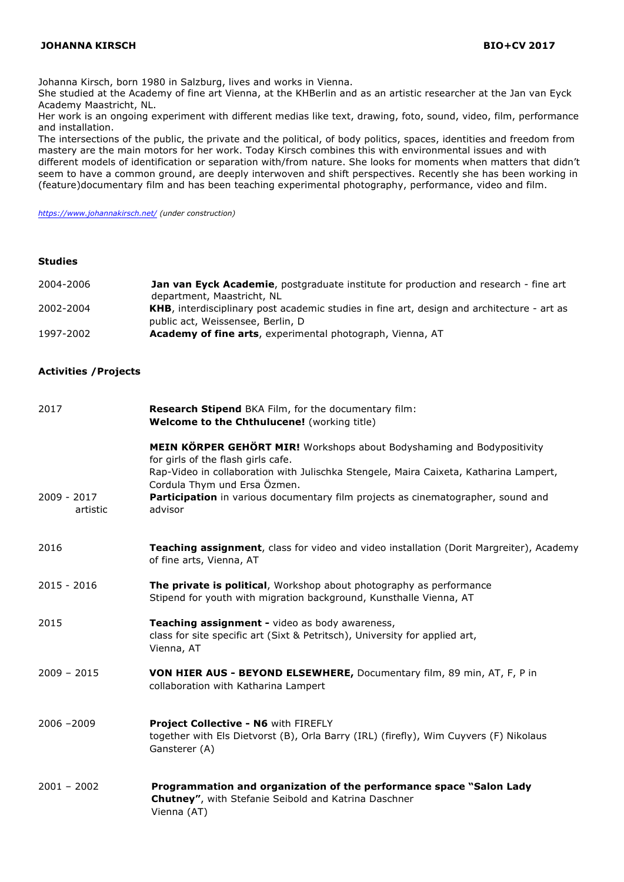# JOHANNA KIRSCH — BIO+CV 2017

Johanna Kirsch, born 1980 in Salzburg, lives and works in Vienna.
She studied at the Academy of fine art Vienna, at the KHBerlin and as an artistic researcher at the Jan van Eyck Academy Maastricht, NL.
Her work is an ongoing experiment with different medias like text, drawing, foto, sound, video, film, performance and installation.
The intersections of the public, the private and the political, of body politics, spaces, identities and freedom from mastery are the main motors for her work. Today Kirsch combines this with environmental issues and with different models of identification or separation with/from nature. She looks for moments when matters that didn't seem to have a common ground, are deeply interwoven and shift perspectives. Recently she has been working in (feature)documentary film and has been teaching experimental photography, performance, video and film.

*[https://www.johannakirsch.net/](https://www.johannakirsch.net/) (under construction)*

## Studies

| | |
|---|---|
| 2004-2006 | **Jan van Eyck Academie**, postgraduate institute for production and research - fine art department, Maastricht, NL |
| 2002-2004 | **KHB**, interdisciplinary post academic studies in fine art, design and architecture - art as public act, Weissensee, Berlin, D |
| 1997-2002 | **Academy of fine arts**, experimental photograph, Vienna, AT |

## Activities /Projects

| | |
|---|---|
| 2017 | **Research Stipend** BKA Film, for the documentary film: **Welcome to the Chthulucene!** (working title) |
| | **MEIN KÖRPER GEHÖRT MIR!** Workshops about Bodyshaming and Bodypositivity for girls of the flash girls cafe. Rap-Video in collaboration with Julischka Stengele, Maira Caixeta, Katharina Lampert, Cordula Thym und Ersa Özmen. |
| 2009 - 2017 artistic | **Participation** in various documentary film projects as cinematographer, sound and advisor |
| 2016 | **Teaching assignment**, class for video and video installation (Dorit Margreiter), Academy of fine arts, Vienna, AT |
| 2015 - 2016 | **The private is political**, Workshop about photography as performance. Stipend for youth with migration background, Kunsthalle Vienna, AT |
| 2015 | **Teaching assignment -** video as body awareness, class for site specific art (Sixt & Petritsch), University for applied art, Vienna, AT |
| 2009 – 2015 | **VON HIER AUS - BEYOND ELSEWHERE,** Documentary film, 89 min, AT, F, P in collaboration with Katharina Lampert |
| 2006 –2009 | **Project Collective - N6** with FIREFLY together with Els Dietvorst (B), Orla Barry (IRL) (firefly), Wim Cuyvers (F) Nikolaus Gansterer (A) |
| 2001 – 2002 | **Programmation and organization of the performance space "Salon Lady Chutney"**, with Stefanie Seibold and Katrina Daschner Vienna (AT) |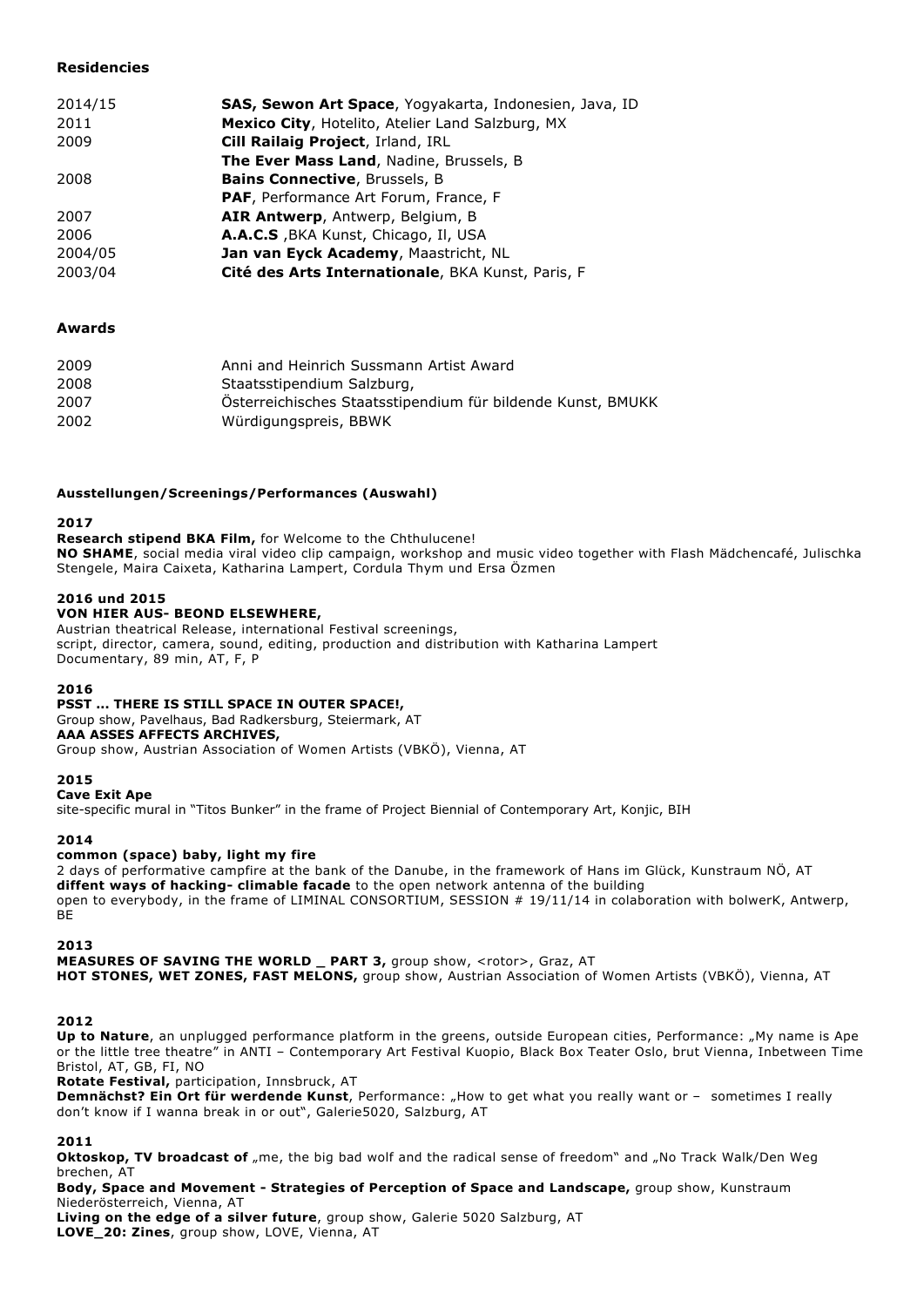### Residencies

| | |
|---|---|
| 2014/15 | **SAS, Sewon Art Space**, Yogyakarta, Indonesien, Java, ID |
| 2011 | **Mexico City**, Hotelito, Atelier Land Salzburg, MX |
| 2009 | **Cill Railaig Project**, Irland, IRL |
| | **The Ever Mass Land**, Nadine, Brussels, B |
| 2008 | **Bains Connective**, Brussels, B |
| | **PAF**, Performance Art Forum, France, F |
| 2007 | **AIR Antwerp**, Antwerp, Belgium, B |
| 2006 | **A.A.C.S** ,BKA Kunst, Chicago, Il, USA |
| 2004/05 | **Jan van Eyck Academy**, Maastricht, NL |
| 2003/04 | **Cité des Arts Internationale**, BKA Kunst, Paris, F |

### Awards

| | |
|---|---|
| 2009 | Anni and Heinrich Sussmann Artist Award |
| 2008 | Staatsstipendium Salzburg, |
| 2007 | Österreichisches Staatsstipendium für bildende Kunst, BMUKK |
| 2002 | Würdigungspreis, BBWK |

#### Ausstellungen/Screenings/Performances (Auswahl)

**2017**

**Research stipend BKA Film,** for Welcome to the Chthulucene!
**NO SHAME**, social media viral video clip campaign, workshop and music video together with Flash Mädchencafé, Julischka Stengele, Maira Caixeta, Katharina Lampert, Cordula Thym und Ersa Özmen

**2016 und 2015**

**VON HIER AUS- BEOND ELSEWHERE,**
Austrian theatrical Release, international Festival screenings,
script, director, camera, sound, editing, production and distribution with Katharina Lampert
Documentary, 89 min, AT, F, P

**2016**

**PSST ... THERE IS STILL SPACE IN OUTER SPACE!,**
Group show, Pavelhaus, Bad Radkersburg, Steiermark, AT
**AAA ASSES AFFECTS ARCHIVES,**
Group show, Austrian Association of Women Artists (VBKÖ), Vienna, AT

**2015**

**Cave Exit Ape**
site-specific mural in "Titos Bunker" in the frame of Project Biennial of Contemporary Art, Konjic, BIH

**2014**

**common (space) baby, light my fire**
2 days of performative campfire at the bank of the Danube, in the framework of Hans im Glück, Kunstraum NÖ, AT
**diffent ways of hacking- climable facade** to the open network antenna of the building
open to everybody, in the frame of LIMINAL CONSORTIUM, SESSION # 19/11/14 in colaboration with bolwerK, Antwerp, BE

**2013**

**MEASURES OF SAVING THE WORLD _ PART 3,** group show, <rotor>, Graz, AT
**HOT STONES, WET ZONES, FAST MELONS,** group show, Austrian Association of Women Artists (VBKÖ), Vienna, AT

**2012**

**Up to Nature**, an unplugged performance platform in the greens, outside European cities, Performance: „My name is Ape or the little tree theatre" in ANTI – Contemporary Art Festival Kuopio, Black Box Teater Oslo, brut Vienna, Inbetween Time Bristol, AT, GB, FI, NO
**Rotate Festival,** participation, Innsbruck, AT
**Demnächst? Ein Ort für werdende Kunst**, Performance: „How to get what you really want or – sometimes I really don't know if I wanna break in or out", Galerie5020, Salzburg, AT

**2011**

**Oktoskop, TV broadcast of** „me, the big bad wolf and the radical sense of freedom" and „No Track Walk/Den Weg brechen, AT
**Body, Space and Movement - Strategies of Perception of Space and Landscape,** group show, Kunstraum Niederösterreich, Vienna, AT
**Living on the edge of a silver future**, group show, Galerie 5020 Salzburg, AT
**LOVE_20: Zines**, group show, LOVE, Vienna, AT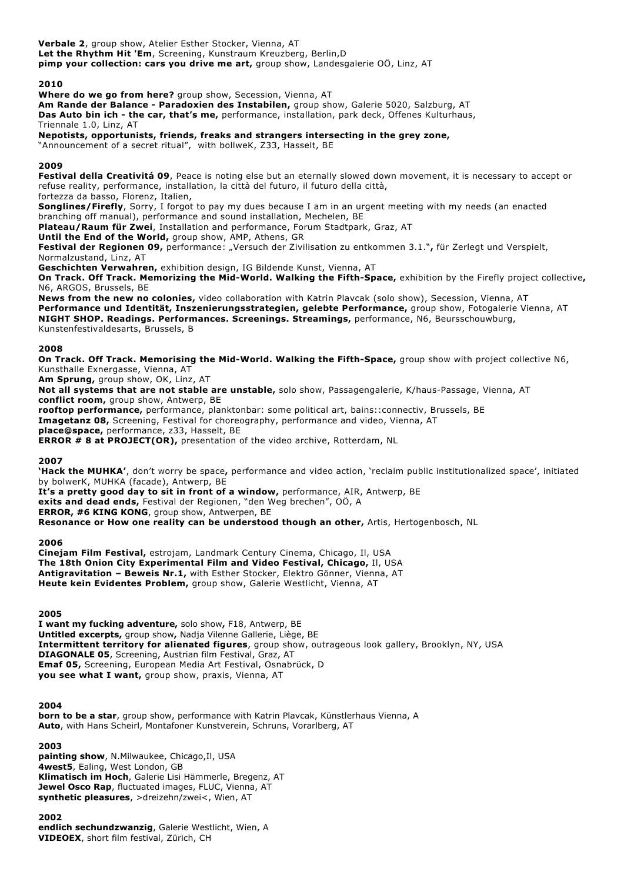**Verbale 2**, group show, Atelier Esther Stocker, Vienna, AT
**Let the Rhythm Hit 'Em**, Screening, Kunstraum Kreuzberg, Berlin,D
**pimp your collection: cars you drive me art,** group show, Landesgalerie OÖ, Linz, AT

**2010**
**Where do we go from here?** group show, Secession, Vienna, AT
**Am Rande der Balance - Paradoxien des Instabilen,** group show, Galerie 5020, Salzburg, AT
**Das Auto bin ich - the car, that's me,** performance, installation, park deck, Offenes Kulturhaus, Triennale 1.0, Linz, AT
**Nepotists, opportunists, friends, freaks and strangers intersecting in the grey zone,** "Announcement of a secret ritual", with bollweK, Z33, Hasselt, BE

**2009**
**Festival della Creativitá 09**, Peace is noting else but an eternally slowed down movement, it is necessary to accept or refuse reality, performance, installation, la città del futuro, il futuro della città, fortezza da basso, Florenz, Italien,
**Songlines/Firefly**, Sorry, I forgot to pay my dues because I am in an urgent meeting with my needs (an enacted branching off manual), performance and sound installation, Mechelen, BE
**Plateau/Raum für Zwei**, Installation and performance, Forum Stadtpark, Graz, AT
**Until the End of the World,** group show, AMP, Athens, GR
**Festival der Regionen 09,** performance: „Versuch der Zivilisation zu entkommen 3.1.", für Zerlegt und Verspielt, Normalzustand, Linz, AT
**Geschichten Verwahren,** exhibition design, IG Bildende Kunst, Vienna, AT
**On Track. Off Track. Memorizing the Mid-World. Walking the Fifth-Space,** exhibition by the Firefly project collective**,** N6, ARGOS, Brussels, BE
**News from the new no colonies,** video collaboration with Katrin Plavcak (solo show), Secession, Vienna, AT
**Performance und Identität, Inszenierungsstrategien, gelebte Performance,** group show, Fotogalerie Vienna, AT
**NIGHT SHOP. Readings. Performances. Screenings. Streamings,** performance, N6, Beursschouwburg, Kunstenfestivaldesarts, Brussels, B

**2008**
**On Track. Off Track. Memorising the Mid-World. Walking the Fifth-Space,** group show with project collective N6, Kunsthalle Exnergasse, Vienna, AT
**Am Sprung,** group show, OK, Linz, AT
**Not all systems that are not stable are unstable,** solo show, Passagengalerie, K/haus-Passage, Vienna, AT
**conflict room,** group show, Antwerp, BE
**rooftop performance,** performance, planktonbar: some political art, bains::connectiv, Brussels, BE
**Imagetanz 08,** Screening, Festival for choreography, performance and video, Vienna, AT
**place@space,** performance, z33, Hasselt, BE
**ERROR # 8 at PROJECT(OR),** presentation of the video archive, Rotterdam, NL

**2007**
**'Hack the MUHKA'**, don't worry be space**,** performance and video action, 'reclaim public institutionalized space', initiated by bolwerK, MUHKA (facade), Antwerp, BE
**It's a pretty good day to sit in front of a window,** performance, AIR, Antwerp, BE
**exits and dead ends,** Festival der Regionen, "den Weg brechen", OÖ, A
**ERROR, #6 KING KONG**, group show, Antwerpen, BE
**Resonance or How one reality can be understood though an other,** Artis, Hertogenbosch, NL

**2006**
**Cinejam Film Festival,** estrojam, Landmark Century Cinema, Chicago, Il, USA
**The 18th Onion City Experimental Film and Video Festival, Chicago,** Il, USA
**Antigravitation – Beweis Nr.1,** with Esther Stocker, Elektro Gönner, Vienna, AT
**Heute kein Evidentes Problem,** group show, Galerie Westlicht, Vienna, AT

**2005**
**I want my fucking adventure,** solo show**,** F18, Antwerp, BE
**Untitled excerpts,** group show**,** Nadja Vilenne Gallerie, Liège, BE
**Intermittent territory for alienated figures**, group show, outrageous look gallery, Brooklyn, NY, USA
**DIAGONALE 05**, Screening, Austrian film Festival, Graz, AT
**Emaf 05,** Screening, European Media Art Festival, Osnabrück, D
**you see what I want,** group show, praxis, Vienna, AT

**2004**
**born to be a star**, group show, performance with Katrin Plavcak, Künstlerhaus Vienna, A
**Auto**, with Hans Scheirl, Montafoner Kunstverein, Schruns, Vorarlberg, AT

**2003**
**painting show**, N.Milwaukee, Chicago,Il, USA
**4west5**, Ealing, West London, GB
**Klimatisch im Hoch**, Galerie Lisi Hämmerle, Bregenz, AT
**Jewel Osco Rap**, fluctuated images, FLUC, Vienna, AT
**synthetic pleasures**, >dreizehn/zwei<, Wien, AT

**2002**
**endlich sechundzwanzig**, Galerie Westlicht, Wien, A
**VIDEOEX**, short film festival, Zürich, CH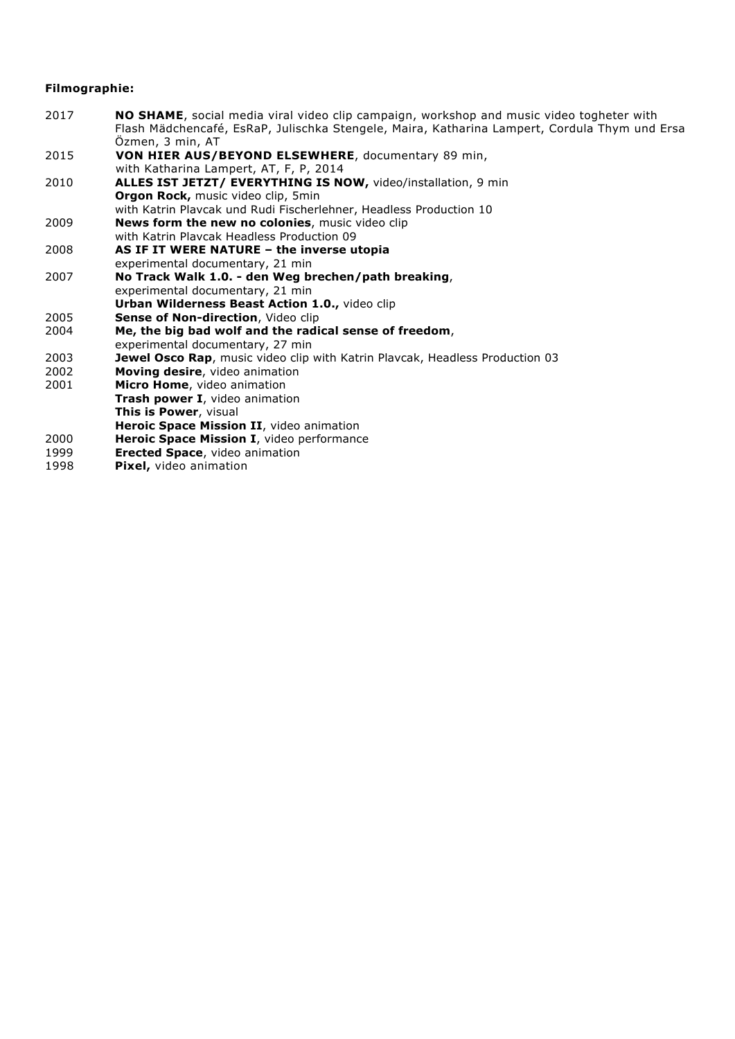**Filmographie:**

2017 **NO SHAME**, social media viral video clip campaign, workshop and music video togheter with Flash Mädchencafé, EsRaP, Julischka Stengele, Maira, Katharina Lampert, Cordula Thym und Ersa Özmen, 3 min, AT

2015 **VON HIER AUS/BEYOND ELSEWHERE**, documentary 89 min, with Katharina Lampert, AT, F, P, 2014

2010 **ALLES IST JETZT/ EVERYTHING IS NOW,** video/installation, 9 min
**Orgon Rock,** music video clip, 5min
with Katrin Plavcak und Rudi Fischerlehner, Headless Production 10

2009 **News form the new no colonies**, music video clip
with Katrin Plavcak Headless Production 09

2008 **AS IF IT WERE NATURE – the inverse utopia**
experimental documentary, 21 min

2007 **No Track Walk 1.0. - den Weg brechen/path breaking**,
experimental documentary, 21 min
**Urban Wilderness Beast Action 1.0.,** video clip

2005 **Sense of Non-direction**, Video clip

2004 **Me, the big bad wolf and the radical sense of freedom**,
experimental documentary, 27 min

2003 **Jewel Osco Rap**, music video clip with Katrin Plavcak, Headless Production 03

2002 **Moving desire**, video animation

2001 **Micro Home**, video animation
**Trash power I**, video animation
**This is Power**, visual
**Heroic Space Mission II**, video animation

2000 **Heroic Space Mission I**, video performance

1999 **Erected Space**, video animation

1998 **Pixel,** video animation